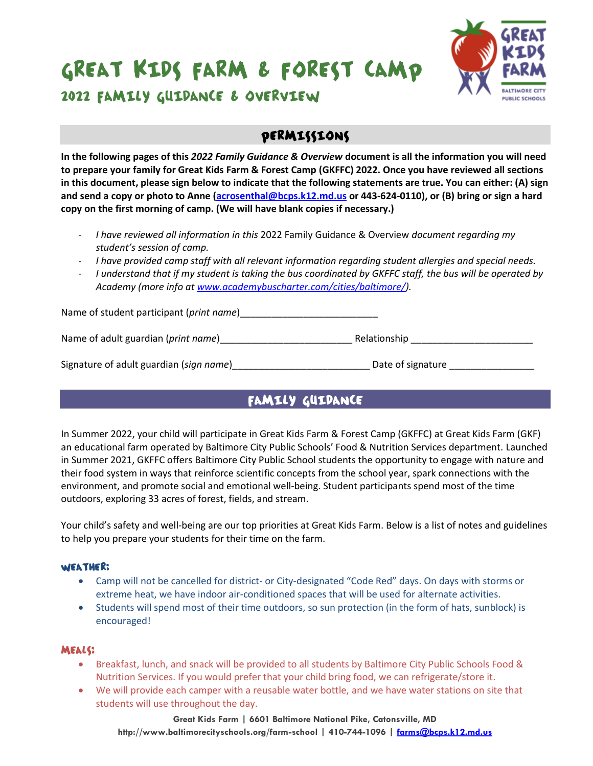# Great Kids Farm & Forest Camp

## 2022 Family Guidance & Overview

## Permissions

**In the following pages of this *2022 Family Guidance & Overview* document is all the information you will need to prepare your family for Great Kids Farm & Forest Camp (GKFFC) 2022. Once you have reviewed all sections in this document, please sign below to indicate that the following statements are true. You can either: (A) sign and send a copy or photo to Anne ([acrosenthal@bcps.k12.md.us](mailto:acrosenthal@bcps.k12.md.us) or 443-624-0110), or (B) bring or sign a hard copy on the first morning of camp. (We will have blank copies if necessary.)**

- *I have reviewed all information in this* 2022 Family Guidance & Overview *document regarding my student's session of camp.*
- *I have provided camp staff with all relevant information regarding student allergies and special needs.*
- *I understand that if my student is taking the bus coordinated by GKFFC staff, the bus will be operated by Academy (more info at [www.academybuscharter.com/cities/baltimore/](http://www.academybuscharter.com/cities/baltimore/)).*

Name of student participant (*print name*)__________________________

Name of adult guardian (*print name*)_________________________ Relationship _______________________

Signature of adult guardian (*sign name*)_________________________ Date of signature ________________

## Family Guidance

In Summer 2022, your child will participate in Great Kids Farm & Forest Camp (GKFFC) at Great Kids Farm (GKF) an educational farm operated by Baltimore City Public Schools' Food & Nutrition Services department. Launched in Summer 2021, GKFFC offers Baltimore City Public School students the opportunity to engage with nature and their food system in ways that reinforce scientific concepts from the school year, spark connections with the environment, and promote social and emotional well-being. Student participants spend most of the time outdoors, exploring 33 acres of forest, fields, and stream.

Your child's safety and well-being are our top priorities at Great Kids Farm. Below is a list of notes and guidelines to help you prepare your students for their time on the farm.

### Weather:

- Camp will not be cancelled for district- or City-designated "Code Red" days. On days with storms or extreme heat, we have indoor air-conditioned spaces that will be used for alternate activities.
- Students will spend most of their time outdoors, so sun protection (in the form of hats, sunblock) is encouraged!

### Meals:

- Breakfast, lunch, and snack will be provided to all students by Baltimore City Public Schools Food & Nutrition Services. If you would prefer that your child bring food, we can refrigerate/store it.
- We will provide each camper with a reusable water bottle, and we have water stations on site that students will use throughout the day.

**Great Kids Farm | 6601 Baltimore National Pike, Catonsville, MD**
**http://www.baltimorecityschools.org/farm-school | 410-744-1096 | [farms@bcps.k12.md.us](mailto:farms@bcps.k12.md.us)**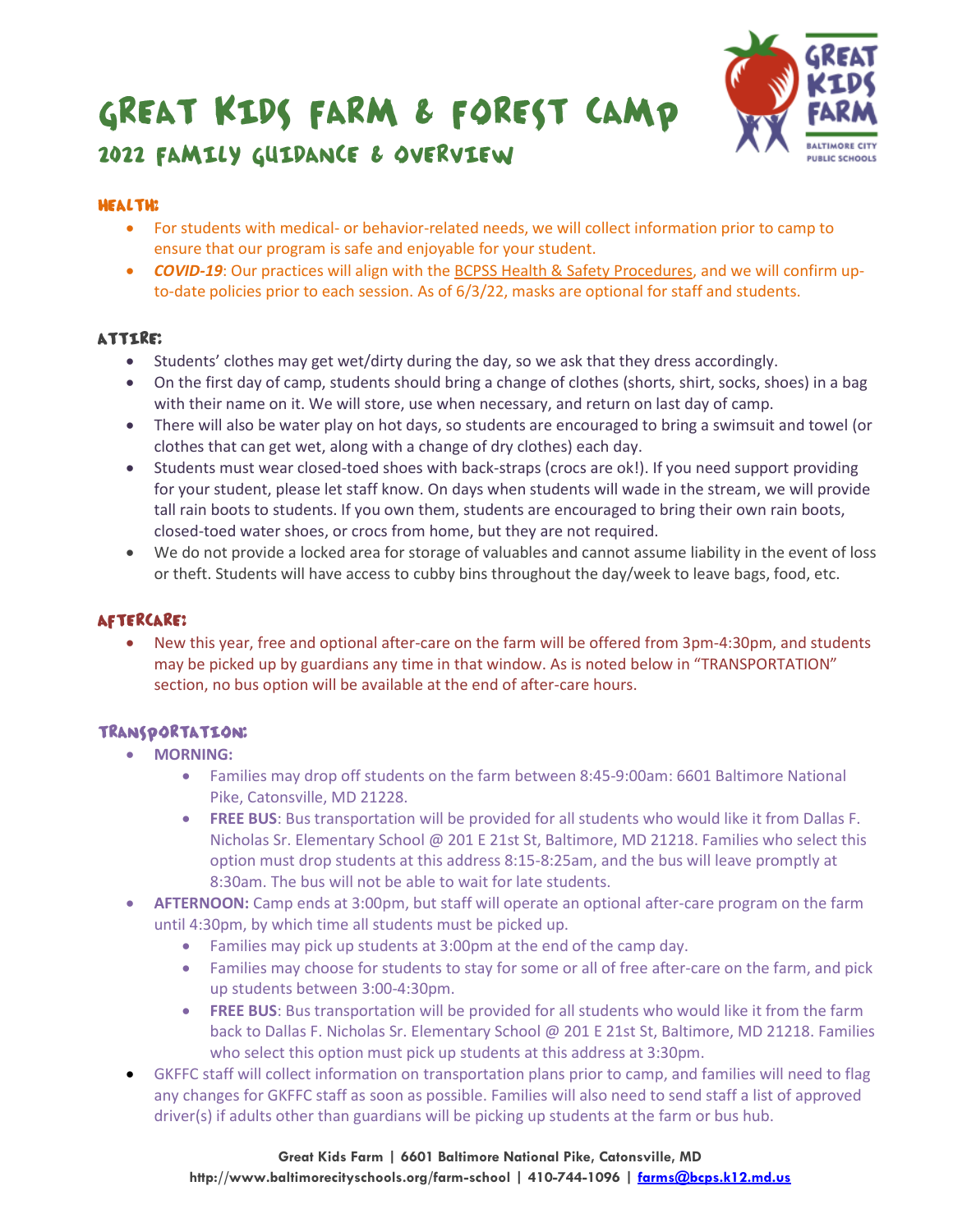# Great Kids Farm & Forest Camp

## 2022 Family Guidance & Overview

### Health:

- For students with medical- or behavior-related needs, we will collect information prior to camp to ensure that our program is safe and enjoyable for your student.
- ***COVID-19***: Our practices will align with the BCPSS Health & Safety Procedures, and we will confirm up-to-date policies prior to each session. As of 6/3/22, masks are optional for staff and students.

### Attire:

- Students' clothes may get wet/dirty during the day, so we ask that they dress accordingly.
- On the first day of camp, students should bring a change of clothes (shorts, shirt, socks, shoes) in a bag with their name on it. We will store, use when necessary, and return on last day of camp.
- There will also be water play on hot days, so students are encouraged to bring a swimsuit and towel (or clothes that can get wet, along with a change of dry clothes) each day.
- Students must wear closed-toed shoes with back-straps (crocs are ok!). If you need support providing for your student, please let staff know. On days when students will wade in the stream, we will provide tall rain boots to students. If you own them, students are encouraged to bring their own rain boots, closed-toed water shoes, or crocs from home, but they are not required.
- We do not provide a locked area for storage of valuables and cannot assume liability in the event of loss or theft. Students will have access to cubby bins throughout the day/week to leave bags, food, etc.

### Aftercare:

- New this year, free and optional after-care on the farm will be offered from 3pm-4:30pm, and students may be picked up by guardians any time in that window. As is noted below in "TRANSPORTATION" section, no bus option will be available at the end of after-care hours.

### Transportation:

- **MORNING:**
  - Families may drop off students on the farm between 8:45-9:00am: 6601 Baltimore National Pike, Catonsville, MD 21228.
  - **FREE BUS**: Bus transportation will be provided for all students who would like it from Dallas F. Nicholas Sr. Elementary School @ 201 E 21st St, Baltimore, MD 21218. Families who select this option must drop students at this address 8:15-8:25am, and the bus will leave promptly at 8:30am. The bus will not be able to wait for late students.
- **AFTERNOON:** Camp ends at 3:00pm, but staff will operate an optional after-care program on the farm until 4:30pm, by which time all students must be picked up.
  - Families may pick up students at 3:00pm at the end of the camp day.
  - Families may choose for students to stay for some or all of free after-care on the farm, and pick up students between 3:00-4:30pm.
  - **FREE BUS**: Bus transportation will be provided for all students who would like it from the farm back to Dallas F. Nicholas Sr. Elementary School @ 201 E 21st St, Baltimore, MD 21218. Families who select this option must pick up students at this address at 3:30pm.
- GKFFC staff will collect information on transportation plans prior to camp, and families will need to flag any changes for GKFFC staff as soon as possible. Families will also need to send staff a list of approved driver(s) if adults other than guardians will be picking up students at the farm or bus hub.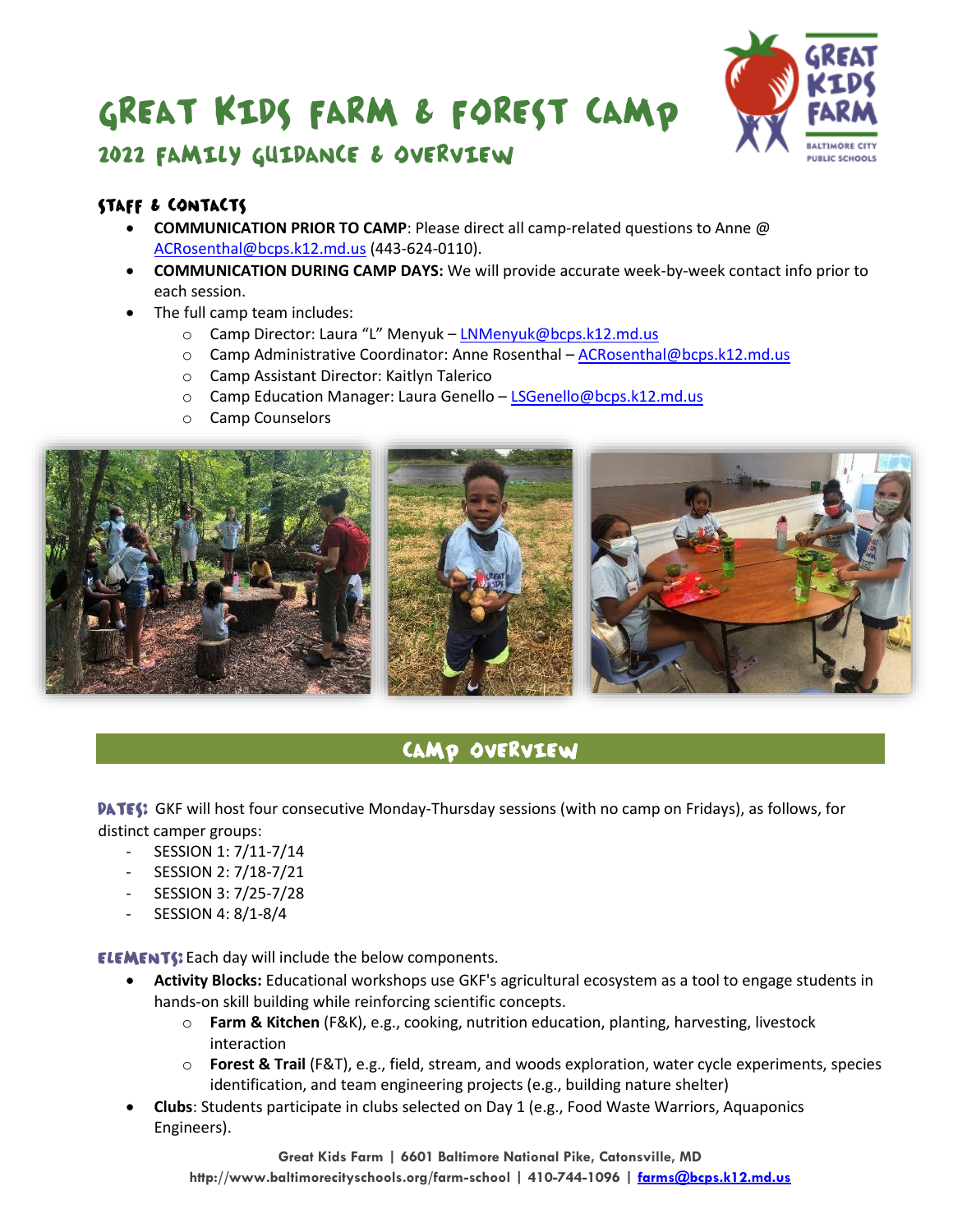# GREAT KIDS FARM & FOREST CAMP

## 2022 FAMILY GUIDANCE & OVERVIEW

### STAFF & CONTACTS

- **COMMUNICATION PRIOR TO CAMP**: Please direct all camp-related questions to Anne @ ACRosenthal@bcps.k12.md.us (443-624-0110).
- **COMMUNICATION DURING CAMP DAYS:** We will provide accurate week-by-week contact info prior to each session.
- The full camp team includes:
  - Camp Director: Laura "L" Menyuk – LNMenyuk@bcps.k12.md.us
  - Camp Administrative Coordinator: Anne Rosenthal – ACRosenthal@bcps.k12.md.us
  - Camp Assistant Director: Kaitlyn Talerico
  - Camp Education Manager: Laura Genello – LSGenello@bcps.k12.md.us
  - Camp Counselors

## CAMP OVERVIEW

**DATES:** GKF will host four consecutive Monday-Thursday sessions (with no camp on Fridays), as follows, for distinct camper groups:

- SESSION 1: 7/11-7/14
- SESSION 2: 7/18-7/21
- SESSION 3: 7/25-7/28
- SESSION 4: 8/1-8/4

**ELEMENTS:** Each day will include the below components.

- **Activity Blocks:** Educational workshops use GKF's agricultural ecosystem as a tool to engage students in hands-on skill building while reinforcing scientific concepts.
  - **Farm & Kitchen** (F&K), e.g., cooking, nutrition education, planting, harvesting, livestock interaction
  - **Forest & Trail** (F&T), e.g., field, stream, and woods exploration, water cycle experiments, species identification, and team engineering projects (e.g., building nature shelter)
- **Clubs**: Students participate in clubs selected on Day 1 (e.g., Food Waste Warriors, Aquaponics Engineers).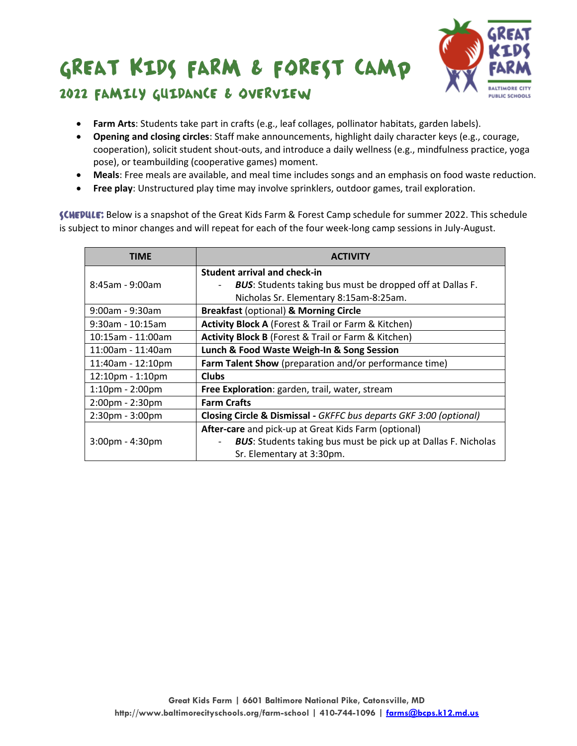# Great Kids Farm & Forest Camp

## 2022 Family Guidance & Overview

- **Farm Arts**: Students take part in crafts (e.g., leaf collages, pollinator habitats, garden labels).
- **Opening and closing circles**: Staff make announcements, highlight daily character keys (e.g., courage, cooperation), solicit student shout-outs, and introduce a daily wellness (e.g., mindfulness practice, yoga pose), or teambuilding (cooperative games) moment.
- **Meals**: Free meals are available, and meal time includes songs and an emphasis on food waste reduction.
- **Free play**: Unstructured play time may involve sprinklers, outdoor games, trail exploration.

**Schedule:** Below is a snapshot of the Great Kids Farm & Forest Camp schedule for summer 2022. This schedule is subject to minor changes and will repeat for each of the four week-long camp sessions in July-August.

| TIME | ACTIVITY |
|---|---|
| 8:45am - 9:00am | **Student arrival and check-in**<br>- ***BUS***: Students taking bus must be dropped off at Dallas F. Nicholas Sr. Elementary 8:15am-8:25am. |
| 9:00am - 9:30am | **Breakfast** (optional) **& Morning Circle** |
| 9:30am - 10:15am | **Activity Block A** (Forest & Trail or Farm & Kitchen) |
| 10:15am - 11:00am | **Activity Block B** (Forest & Trail or Farm & Kitchen) |
| 11:00am - 11:40am | **Lunch & Food Waste Weigh-In & Song Session** |
| 11:40am - 12:10pm | **Farm Talent Show** (preparation and/or performance time) |
| 12:10pm - 1:10pm | **Clubs** |
| 1:10pm - 2:00pm | **Free Exploration**: garden, trail, water, stream |
| 2:00pm - 2:30pm | **Farm Crafts** |
| 2:30pm - 3:00pm | **Closing Circle & Dismissal -** *GKFFC bus departs GKF 3:00 (optional)* |
| 3:00pm - 4:30pm | **After-care** and pick-up at Great Kids Farm (optional)<br>- ***BUS***: Students taking bus must be pick up at Dallas F. Nicholas Sr. Elementary at 3:30pm. |

**Great Kids Farm | 6601 Baltimore National Pike, Catonsville, MD**
**http://www.baltimorecityschools.org/farm-school | 410-744-1096 | farms@bcps.k12.md.us**